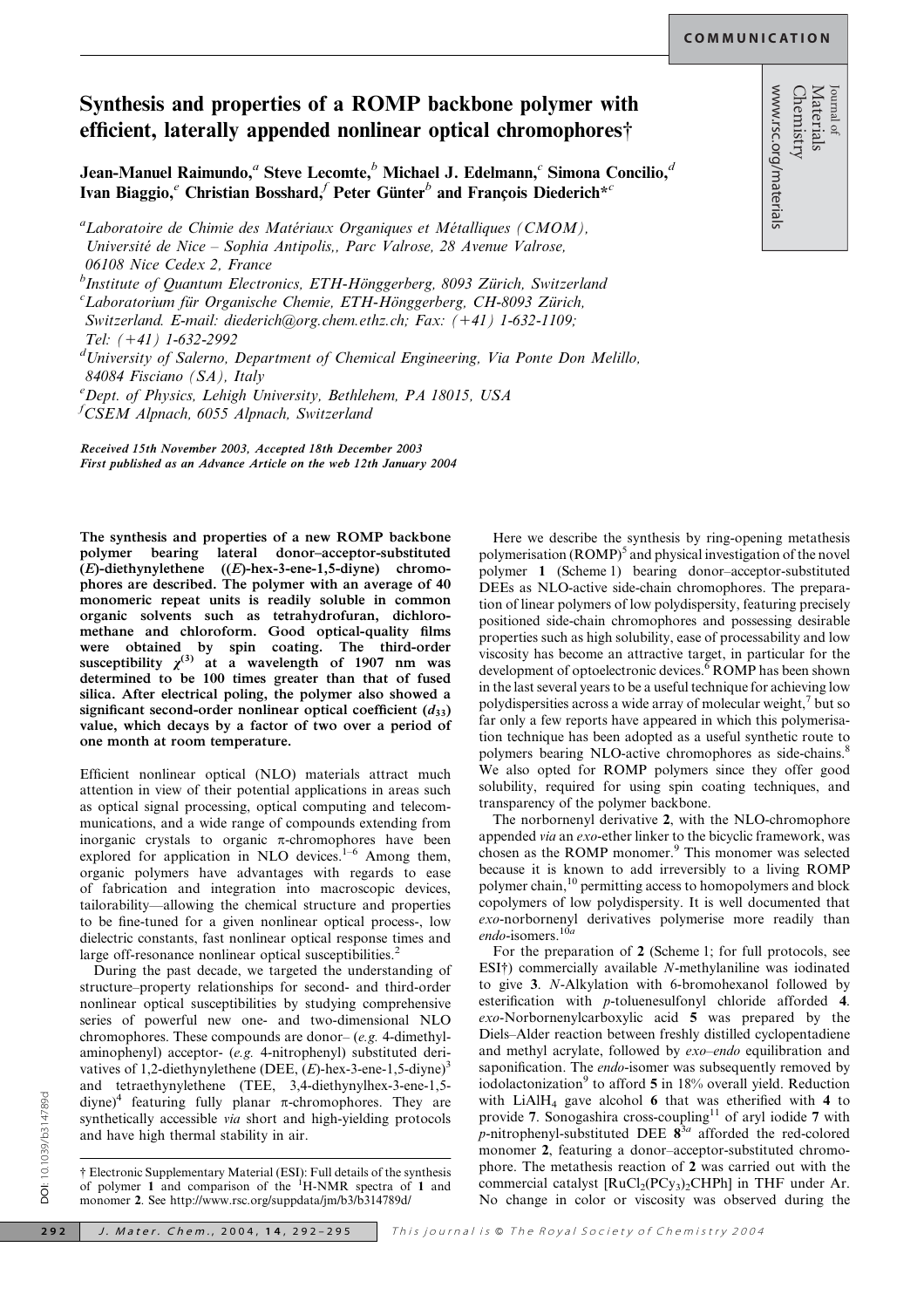# Synthesis and properties of a ROMP backbone polymer with efficient, laterally appended nonlinear optical chromophores†

Jean-Manuel Raimundo,[a] Steve Lecomte,[b] Michael J. Edelmann,[c] Simona Concilio,[d] Ivan Biaggio,[e] Christian Bosshard,[f] Peter Günter[b] and François Diederich*[c]

[a]Laboratoire de Chimie des Matériaux Organiques et Métalliques (CMOM), Université de Nice – Sophia Antipolis,, Parc Valrose, 28 Avenue Valrose, 06108 Nice Cedex 2, France

[b]Institute of Quantum Electronics, ETH-Hönggerberg, 8093 Zürich, Switzerland

[c]Laboratorium für Organische Chemie, ETH-Hönggerberg, CH-8093 Zürich, Switzerland. E-mail: diederich@org.chem.ethz.ch; Fax: (+41) 1-632-1109; Tel: (+41) 1-632-2992

[d]University of Salerno, Department of Chemical Engineering, Via Ponte Don Melillo, 84084 Fisciano (SA), Italy

[e]Dept. of Physics, Lehigh University, Bethlehem, PA 18015, USA

[f]CSEM Alpnach, 6055 Alpnach, Switzerland

*Received 15th November 2003, Accepted 18th December 2003*
*First published as an Advance Article on the web 12th January 2004*

**The synthesis and properties of a new ROMP backbone polymer bearing lateral donor–acceptor-substituted (*E*)-diethynylethene ((*E*)-hex-3-ene-1,5-diyne) chromophores are described. The polymer with an average of 40 monomeric repeat units is readily soluble in common organic solvents such as tetrahydrofuran, dichloromethane and chloroform. Good optical-quality films were obtained by spin coating. The third-order susceptibility $\chi^{(3)}$ at a wavelength of 1907 nm was determined to be 100 times greater than that of fused silica. After electrical poling, the polymer also showed a significant second-order nonlinear optical coefficient ($d_{33}$) value, which decays by a factor of two over a period of one month at room temperature.**

Efficient nonlinear optical (NLO) materials attract much attention in view of their potential applications in areas such as optical signal processing, optical computing and telecommunications, and a wide range of compounds extending from inorganic crystals to organic π-chromophores have been explored for application in NLO devices.[1–6] Among them, organic polymers have advantages with regards to ease of fabrication and integration into macroscopic devices, tailorability—allowing the chemical structure and properties to be fine-tuned for a given nonlinear optical process-, low dielectric constants, fast nonlinear optical response times and large off-resonance nonlinear optical susceptibilities.[2]

During the past decade, we targeted the understanding of structure–property relationships for second- and third-order nonlinear optical susceptibilities by studying comprehensive series of powerful new one- and two-dimensional NLO chromophores. These compounds are donor– (*e.g.* 4-dimethylaminophenyl) acceptor- (*e.g.* 4-nitrophenyl) substituted derivatives of 1,2-diethynylethene (DEE, (*E*)-hex-3-ene-1,5-diyne)[3] and tetraethynylethene (TEE, 3,4-diethynylhex-3-ene-1,5-diyne)[4] featuring fully planar π-chromophores. They are synthetically accessible *via* short and high-yielding protocols and have high thermal stability in air.

Here we describe the synthesis by ring-opening metathesis polymerisation (ROMP)[5] and physical investigation of the novel polymer **1** (Scheme 1) bearing donor–acceptor-substituted DEEs as NLO-active side-chain chromophores. The preparation of linear polymers of low polydispersity, featuring precisely positioned side-chain chromophores and possessing desirable properties such as high solubility, ease of processability and low viscosity has become an attractive target, in particular for the development of optoelectronic devices.[6] ROMP has been shown in the last several years to be a useful technique for achieving low polydispersities across a wide array of molecular weight,[7] but so far only a few reports have appeared in which this polymerisation technique has been adopted as a useful synthetic route to polymers bearing NLO-active chromophores as side-chains.[8] We also opted for ROMP polymers since they offer good solubility, required for using spin coating techniques, and transparency of the polymer backbone.

The norbornenyl derivative **2**, with the NLO-chromophore appended *via* an *exo*-ether linker to the bicyclic framework, was chosen as the ROMP monomer.[9] This monomer was selected because it is known to add irreversibly to a living ROMP polymer chain,[10] permitting access to homopolymers and block copolymers of low polydispersity. It is well documented that *exo*-norbornenyl derivatives polymerise more readily than *endo*-isomers.[10a]

For the preparation of **2** (Scheme 1; for full protocols, see ESI†) commercially available *N*-methylaniline was iodinated to give **3**. *N*-Alkylation with 6-bromohexanol followed by esterification with *p*-toluenesulfonyl chloride afforded **4**. *exo*-Norbornenylcarboxylic acid **5** was prepared by the Diels–Alder reaction between freshly distilled cyclopentadiene and methyl acrylate, followed by *exo*–*endo* equilibration and saponification. The *endo*-isomer was subsequently removed by iodolactonization[9] to afford **5** in 18% overall yield. Reduction with $LiAlH_4$ gave alcohol **6** that was etherified with **4** to provide **7**. Sonogashira cross-coupling[11] of aryl iodide **7** with *p*-nitrophenyl-substituted DEE **8**[3a] afforded the red-colored monomer **2**, featuring a donor–acceptor-substituted chromophore. The metathesis reaction of **2** was carried out with the commercial catalyst $[RuCl_2(PCy_3)_2CHPh]$ in THF under Ar. No change in color or viscosity was observed during the

† Electronic Supplementary Material (ESI): Full details of the synthesis of polymer **1** and comparison of the $^1$H-NMR spectra of **1** and monomer **2**. See http://www.rsc.org/suppdata/jm/b3/b314789d/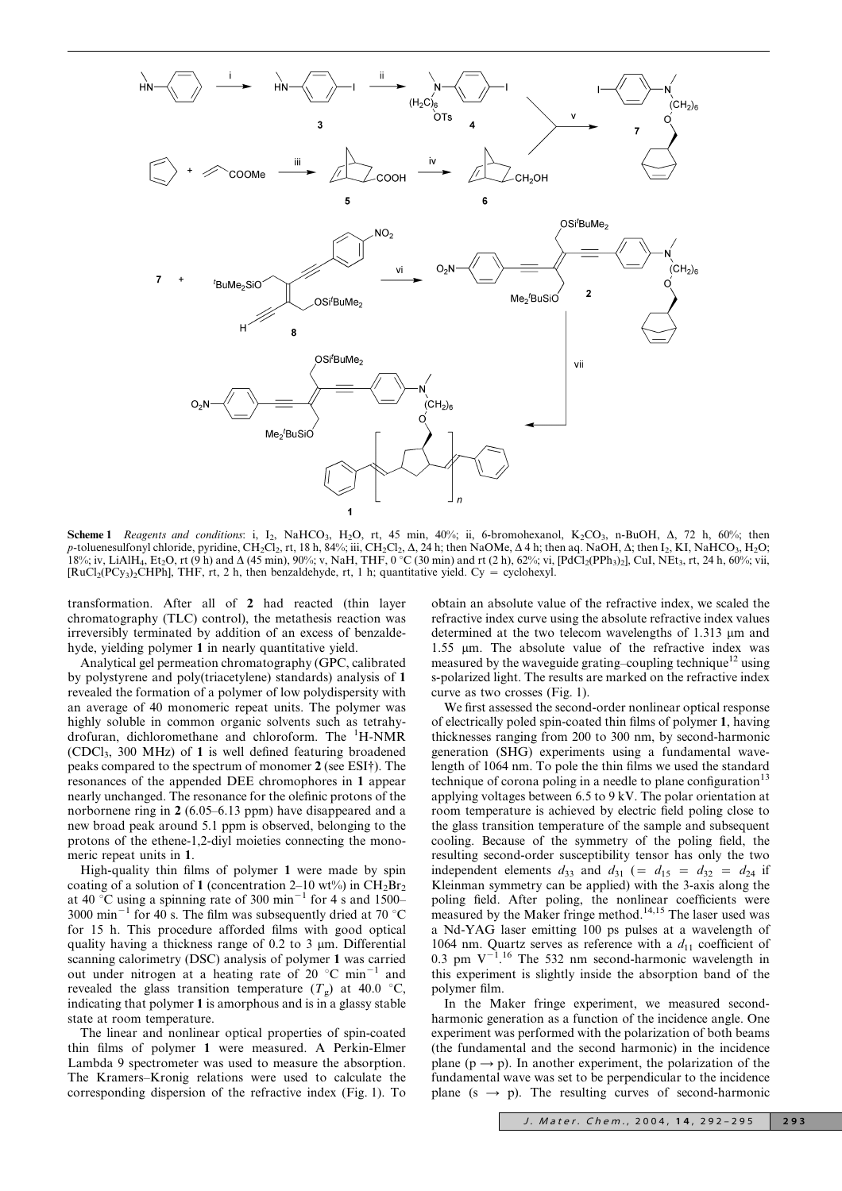**Scheme 1** *Reagents and conditions*: i, $I_2$, $NaHCO_3$, $H_2O$, rt, 45 min, 40%; ii, 6-bromohexanol, $K_2CO_3$, n-BuOH, Δ, 72 h, 60%; then *p*-toluenesulfonyl chloride, pyridine, $CH_2Cl_2$, rt, 18 h, 84%; iii, $CH_2Cl_2$, Δ, 24 h; then NaOMe, Δ 4 h; then aq. NaOH, Δ; then $I_2$, KI, $NaHCO_3$, $H_2O$; 18%; iv, $LiAlH_4$, $Et_2O$, rt (9 h) and Δ (45 min), 90%; v, NaH, THF, 0 °C (30 min) and rt (2 h), 62%; vi, $[PdCl_2(PPh_3)_2]$, CuI, $NEt_3$, rt, 24 h, 60%; vii, $[RuCl_2(PCy_3)_2CHPh]$, THF, rt, 2 h, then benzaldehyde, rt, 1 h; quantitative yield. Cy = cyclohexyl.

transformation. After all of **2** had reacted (thin layer chromatography (TLC) control), the metathesis reaction was irreversibly terminated by addition of an excess of benzaldehyde, yielding polymer **1** in nearly quantitative yield.

Analytical gel permeation chromatography (GPC, calibrated by polystyrene and poly(triacetylene) standards) analysis of **1** revealed the formation of a polymer of low polydispersity with an average of 40 monomeric repeat units. The polymer was highly soluble in common organic solvents such as tetrahydrofuran, dichloromethane and chloroform. The $^1$H-NMR ($CDCl_3$, 300 MHz) of **1** is well defined featuring broadened peaks compared to the spectrum of monomer **2** (see ESI†). The resonances of the appended DEE chromophores in **1** appear nearly unchanged. The resonance for the olefinic protons of the norbornene ring in **2** (6.05–6.13 ppm) have disappeared and a new broad peak around 5.1 ppm is observed, belonging to the protons of the ethene-1,2-diyl moieties connecting the monomeric repeat units in **1**.

High-quality thin films of polymer **1** were made by spin coating of a solution of **1** (concentration 2–10 wt%) in $CH_2Br_2$ at 40 °C using a spinning rate of 300 $min^{-1}$ for 4 s and 1500–3000 $min^{-1}$ for 40 s. The film was subsequently dried at 70 °C for 15 h. This procedure afforded films with good optical quality having a thickness range of 0.2 to 3 μm. Differential scanning calorimetry (DSC) analysis of polymer **1** was carried out under nitrogen at a heating rate of 20 °C $min^{-1}$ and revealed the glass transition temperature ($T_g$) at 40.0 °C, indicating that polymer **1** is amorphous and is in a glassy stable state at room temperature.

The linear and nonlinear optical properties of spin-coated thin films of polymer **1** were measured. A Perkin-Elmer Lambda 9 spectrometer was used to measure the absorption. The Kramers–Kronig relations were used to calculate the corresponding dispersion of the refractive index (Fig. 1). To obtain an absolute value of the refractive index, we scaled the refractive index curve using the absolute refractive index values determined at the two telecom wavelengths of 1.313 μm and 1.55 μm. The absolute value of the refractive index was measured by the waveguide grating–coupling technique[12] using s-polarized light. The results are marked on the refractive index curve as two crosses (Fig. 1).

We first assessed the second-order nonlinear optical response of electrically poled spin-coated thin films of polymer **1**, having thicknesses ranging from 200 to 300 nm, by second-harmonic generation (SHG) experiments using a fundamental wavelength of 1064 nm. To pole the thin films we used the standard technique of corona poling in a needle to plane configuration[13] applying voltages between 6.5 to 9 kV. The polar orientation at room temperature is achieved by electric field poling close to the glass transition temperature of the sample and subsequent cooling. Because of the symmetry of the poling field, the resulting second-order susceptibility tensor has only the two independent elements $d_{33}$ and $d_{31}$ (= $d_{15}$ = $d_{32}$ = $d_{24}$ if Kleinman symmetry can be applied) with the 3-axis along the poling field. After poling, the nonlinear coefficients were measured by the Maker fringe method.[14,15] The laser used was a Nd-YAG laser emitting 100 ps pulses at a wavelength of 1064 nm. Quartz serves as reference with a $d_{11}$ coefficient of 0.3 pm $V^{-1}$.[16] The 532 nm second-harmonic wavelength in this experiment is slightly inside the absorption band of the polymer film.

In the Maker fringe experiment, we measured second-harmonic generation as a function of the incidence angle. One experiment was performed with the polarization of both beams (the fundamental and the second harmonic) in the incidence plane (p → p). In another experiment, the polarization of the fundamental wave was set to be perpendicular to the incidence plane (s → p). The resulting curves of second-harmonic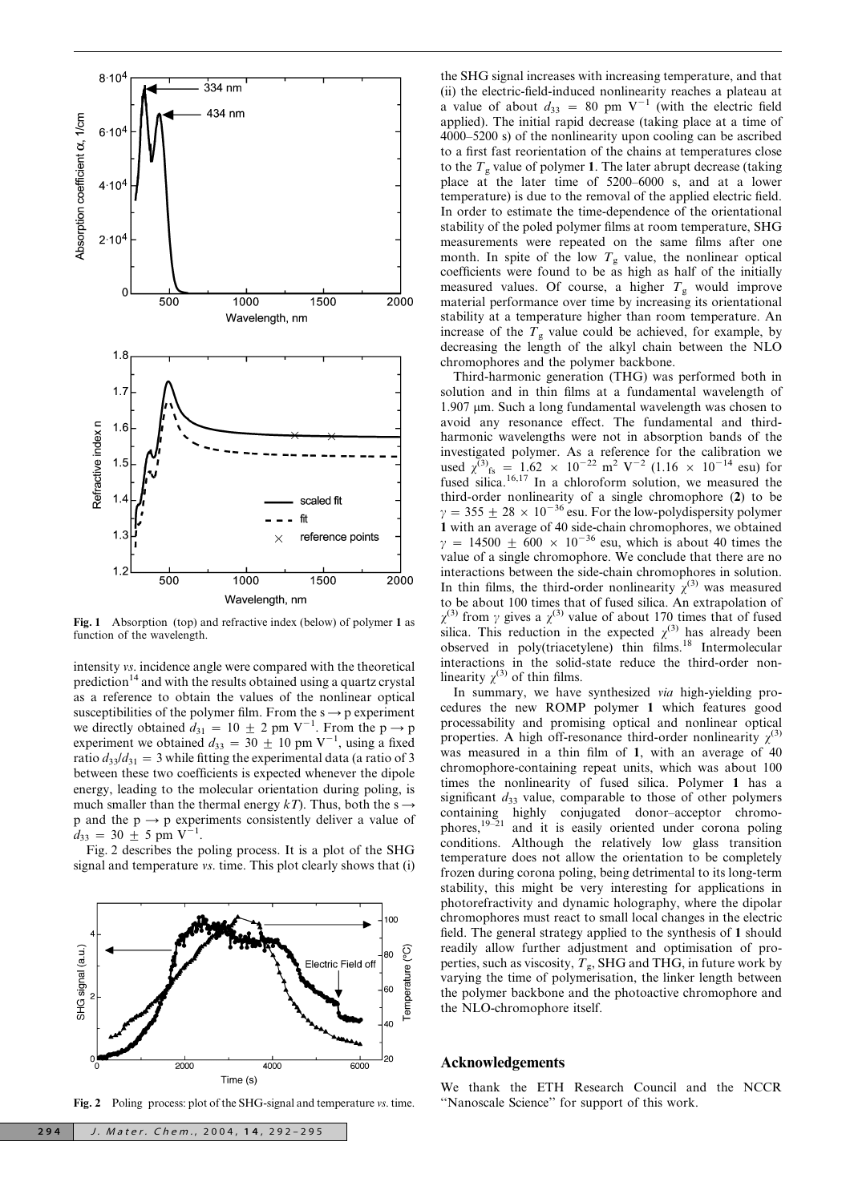Fig. 1 Absorption (top) and refractive index (below) of polymer **1** as function of the wavelength.

intensity *vs.* incidence angle were compared with the theoretical prediction[14] and with the results obtained using a quartz crystal as a reference to obtain the values of the nonlinear optical susceptibilities of the polymer film. From the $s \rightarrow p$ experiment we directly obtained $d_{31} = 10 \pm 2$ pm $V^{-1}$. From the $p \rightarrow p$ experiment we obtained $d_{33} = 30 \pm 10$ pm $V^{-1}$, using a fixed ratio $d_{33}/d_{31} = 3$ while fitting the experimental data (a ratio of 3 between these two coefficients is expected whenever the dipole energy, leading to the molecular orientation during poling, is much smaller than the thermal energy $kT$). Thus, both the $s \rightarrow p$ and the $p \rightarrow p$ experiments consistently deliver a value of $d_{33} = 30 \pm 5$ pm $V^{-1}$.

Fig. 2 describes the poling process. It is a plot of the SHG signal and temperature *vs.* time. This plot clearly shows that (i) the SHG signal increases with increasing temperature, and that (ii) the electric-field-induced nonlinearity reaches a plateau at a value of about $d_{33} = 80$ pm $V^{-1}$ (with the electric field applied). The initial rapid decrease (taking place at a time of 4000–5200 s) of the nonlinearity upon cooling can be ascribed to a first fast reorientation of the chains at temperatures close to the $T_g$ value of polymer **1**. The later abrupt decrease (taking place at the later time of 5200–6000 s, and at a lower temperature) is due to the removal of the applied electric field. In order to estimate the time-dependence of the orientational stability of the poled polymer films at room temperature, SHG measurements were repeated on the same films after one month. In spite of the low $T_g$ value, the nonlinear optical coefficients were found to be as high as half of the initially measured values. Of course, a higher $T_g$ would improve material performance over time by increasing its orientational stability at a temperature higher than room temperature. An increase of the $T_g$ value could be achieved, for example, by decreasing the length of the alkyl chain between the NLO chromophores and the polymer backbone.

Fig. 2 Poling process: plot of the SHG-signal and temperature *vs.* time.

Third-harmonic generation (THG) was performed both in solution and in thin films at a fundamental wavelength of 1.907 μm. Such a long fundamental wavelength was chosen to avoid any resonance effect. The fundamental and third-harmonic wavelengths were not in absorption bands of the investigated polymer. As a reference for the calibration we used $\chi^{(3)}_{fs} = 1.62 \times 10^{-22}$ m$^2$ V$^{-2}$ ($1.16 \times 10^{-14}$ esu) for fused silica.[16,17] In a chloroform solution, we measured the third-order nonlinearity of a single chromophore (**2**) to be $\gamma = 355 \pm 28 \times 10^{-36}$ esu. For the low-polydispersity polymer **1** with an average of 40 side-chain chromophores, we obtained $\gamma = 14500 \pm 600 \times 10^{-36}$ esu, which is about 40 times the value of a single chromophore. We conclude that there are no interactions between the side-chain chromophores in solution. In thin films, the third-order nonlinearity $\chi^{(3)}$ was measured to be about 100 times that of fused silica. An extrapolation of $\chi^{(3)}$ from $\gamma$ gives a $\chi^{(3)}$ value of about 170 times that of fused silica. This reduction in the expected $\chi^{(3)}$ has already been observed in poly(triacetylene) thin films.[18] Intermolecular interactions in the solid-state reduce the third-order nonlinearity $\chi^{(3)}$ of thin films.

In summary, we have synthesized *via* high-yielding procedures the new ROMP polymer **1** which features good processability and promising optical and nonlinear optical properties. A high off-resonance third-order nonlinearity $\chi^{(3)}$ was measured in a thin film of **1**, with an average of 40 chromophore-containing repeat units, which was about 100 times the nonlinearity of fused silica. Polymer **1** has a significant $d_{33}$ value, comparable to those of other polymers containing highly conjugated donor–acceptor chromophores,[19–21] and it is easily oriented under corona poling conditions. Although the relatively low glass transition temperature does not allow the orientation to be completely frozen during corona poling, being detrimental to its long-term stability, this might be very interesting for applications in photorefractivity and dynamic holography, where the dipolar chromophores must react to small local changes in the electric field. The general strategy applied to the synthesis of **1** should readily allow further adjustment and optimisation of properties, such as viscosity, $T_g$, SHG and THG, in future work by varying the time of polymerisation, the linker length between the polymer backbone and the photoactive chromophore and the NLO-chromophore itself.

## Acknowledgements

We thank the ETH Research Council and the NCCR "Nanoscale Science" for support of this work.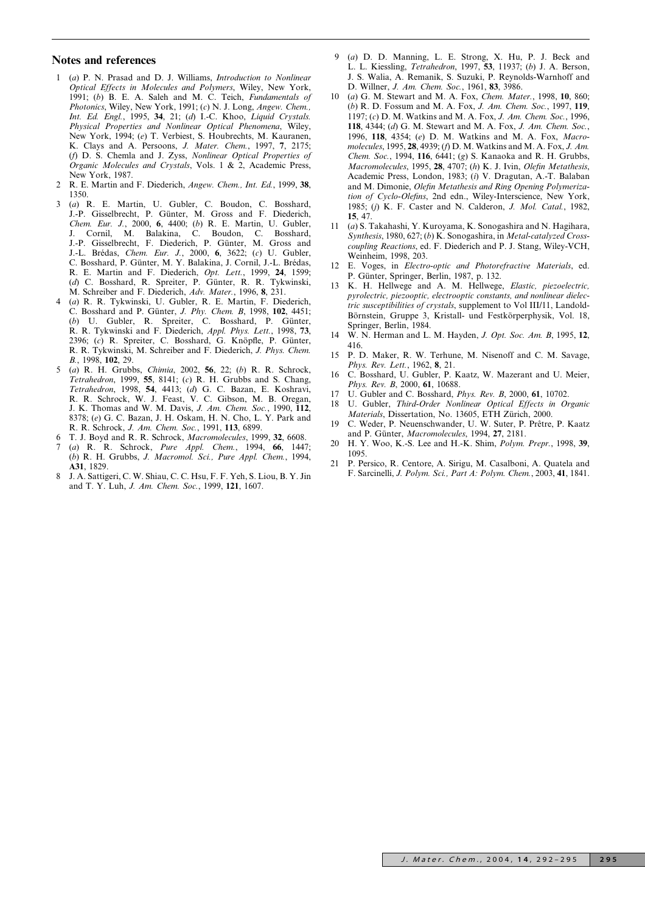## Notes and references

1 (*a*) P. N. Prasad and D. J. Williams, *Introduction to Nonlinear Optical Effects in Molecules and Polymers*, Wiley, New York, 1991; (*b*) B. E. A. Saleh and M. C. Teich, *Fundamentals of Photonics*, Wiley, New York, 1991; (*c*) N. J. Long, *Angew. Chem., Int. Ed. Engl.*, 1995, **34**, 21; (*d*) I.-C. Khoo, *Liquid Crystals. Physical Properties and Nonlinear Optical Phenomena*, Wiley, New York, 1994; (*e*) T. Verbiest, S. Houbrechts, M. Kauranen, K. Clays and A. Persoons, *J. Mater. Chem.*, 1997, **7**, 2175; (*f*) D. S. Chemla and J. Zyss, *Nonlinear Optical Properties of Organic Molecules and Crystals*, Vols. 1 & 2, Academic Press, New York, 1987.

2 R. E. Martin and F. Diederich, *Angew. Chem., Int. Ed.*, 1999, **38**, 1350.

3 (*a*) R. E. Martin, U. Gubler, C. Boudon, C. Bosshard, J.-P. Gisselbrecht, P. Günter, M. Gross and F. Diederich, *Chem. Eur. J.*, 2000, **6**, 4400; (*b*) R. E. Martin, U. Gubler, J. Cornil, M. Balakina, C. Boudon, C. Bosshard, J.-P. Gisselbrecht, F. Diederich, P. Günter, M. Gross and J.-L. Brédas, *Chem. Eur. J.*, 2000, **6**, 3622; (*c*) U. Gubler, C. Bosshard, P. Günter, M. Y. Balakina, J. Cornil, J.-L. Brédas, R. E. Martin and F. Diederich, *Opt. Lett.*, 1999, **24**, 1599; (*d*) C. Bosshard, R. Spreiter, P. Günter, R. R. Tykwinski, M. Schreiber and F. Diederich, *Adv. Mater.*, 1996, **8**, 231.

4 (*a*) R. R. Tykwinski, U. Gubler, R. E. Martin, F. Diederich, C. Bosshard and P. Günter, *J. Phy. Chem. B*, 1998, **102**, 4451; (*b*) U. Gubler, R. Spreiter, C. Bosshard, P. Günter, R. R. Tykwinski and F. Diederich, *Appl. Phys. Lett.*, 1998, **73**, 2396; (*c*) R. Spreiter, C. Bosshard, G. Knöpfle, P. Günter, R. R. Tykwinski, M. Schreiber and F. Diederich, *J. Phys. Chem. B.*, 1998, **102**, 29.

5 (*a*) R. H. Grubbs, *Chimia*, 2002, **56**, 22; (*b*) R. R. Schrock, *Tetrahedron*, 1999, **55**, 8141; (*c*) R. H. Grubbs and S. Chang, *Tetrahedron*, 1998, **54**, 4413; (*d*) G. C. Bazan, E. Koshravi, R. R. Schrock, W. J. Feast, V. C. Gibson, M. B. Oregan, J. K. Thomas and W. M. Davis, *J. Am. Chem. Soc.*, 1990, **112**, 8378; (*e*) G. C. Bazan, J. H. Oskam, H. N. Cho, L. Y. Park and R. R. Schrock, *J. Am. Chem. Soc.*, 1991, **113**, 6899.

6 T. J. Boyd and R. R. Schrock, *Macromolecules*, 1999, **32**, 6608.

7 (*a*) R. R. Schrock, *Pure Appl. Chem.*, 1994, **66**, 1447; (*b*) R. H. Grubbs, *J. Macromol. Sci., Pure Appl. Chem.*, 1994, **A31**, 1829.

8 J. A. Sattigeri, C. W. Shiau, C. C. Hsu, F. F. Yeh, S. Liou, B. Y. Jin and T. Y. Luh, *J. Am. Chem. Soc.*, 1999, **121**, 1607.

9 (*a*) D. D. Manning, L. E. Strong, X. Hu, P. J. Beck and L. L. Kiessling, *Tetrahedron*, 1997, **53**, 11937; (*b*) J. A. Berson, J. S. Walia, A. Remanik, S. Suzuki, P. Reynolds-Warnhoff and D. Willner, *J. Am. Chem. Soc.*, 1961, **83**, 3986.

10 (*a*) G. M. Stewart and M. A. Fox, *Chem. Mater.*, 1998, **10**, 860; (*b*) R. D. Fossum and M. A. Fox, *J. Am. Chem. Soc.*, 1997, **119**, 1197; (*c*) D. M. Watkins and M. A. Fox, *J. Am. Chem. Soc.*, 1996, **118**, 4344; (*d*) G. M. Stewart and M. A. Fox, *J. Am. Chem. Soc.*, 1996, **118**, 4354; (*e*) D. M. Watkins and M. A. Fox, *Macromolecules*, 1995, **28**, 4939; (*f*) D. M. Watkins and M. A. Fox, *J. Am. Chem. Soc.*, 1994, **116**, 6441; (*g*) S. Kanaoka and R. H. Grubbs, *Macromolecules*, 1995, **28**, 4707; (*h*) K. J. Ivin, *Olefin Metathesis*, Academic Press, London, 1983; (*i*) V. Dragutan, A.-T. Balaban and M. Dimonie, *Olefin Metathesis and Ring Opening Polymerization of Cyclo-Olefins*, 2nd edn., Wiley-Interscience, New York, 1985; (*j*) K. F. Caster and N. Calderon, *J. Mol. Catal.*, 1982, **15**, 47.

11 (*a*) S. Takahashi, Y. Kuroyama, K. Sonogashira and N. Hagihara, *Synthesis*, 1980, 627; (*b*) K. Sonogashira, in *Metal-catalyzed Cross-coupling Reactions*, ed. F. Diederich and P. J. Stang, Wiley-VCH, Weinheim, 1998, 203.

12 E. Voges, in *Electro-optic and Photorefractive Materials*, ed. P. Günter, Springer, Berlin, 1987, p. 132.

13 K. H. Hellwege and A. M. Hellwege, *Elastic, piezoelectric, pyrolectric, piezooptic, electrooptic constants, and nonlinear dielectric susceptibilities of crystals*, supplement to Vol III/11, Landold-Börnstein, Gruppe 3, Kristall- und Festkörperphysik, Vol. 18, Springer, Berlin, 1984.

14 W. N. Herman and L. M. Hayden, *J. Opt. Soc. Am. B*, 1995, **12**, 416.

15 P. D. Maker, R. W. Terhune, M. Nisenoff and C. M. Savage, *Phys. Rev. Lett.*, 1962, **8**, 21.

16 C. Bosshard, U. Gubler, P. Kaatz, W. Mazerant and U. Meier, *Phys. Rev. B*, 2000, **61**, 10688.

17 U. Gubler and C. Bosshard, *Phys. Rev. B*, 2000, **61**, 10702.

18 U. Gubler, *Third-Order Nonlinear Optical Effects in Organic Materials*, Dissertation, No. 13605, ETH Zürich, 2000.

19 C. Weder, P. Neuenschwander, U. W. Suter, P. Prêtre, P. Kaatz and P. Günter, *Macromolecules*, 1994, **27**, 2181.

20 H. Y. Woo, K.-S. Lee and H.-K. Shim, *Polym. Prepr.*, 1998, **39**, 1095.

21 P. Persico, R. Centore, A. Sirigu, M. Casalboni, A. Quatela and F. Sarcinelli, *J. Polym. Sci., Part A: Polym. Chem.*, 2003, **41**, 1841.